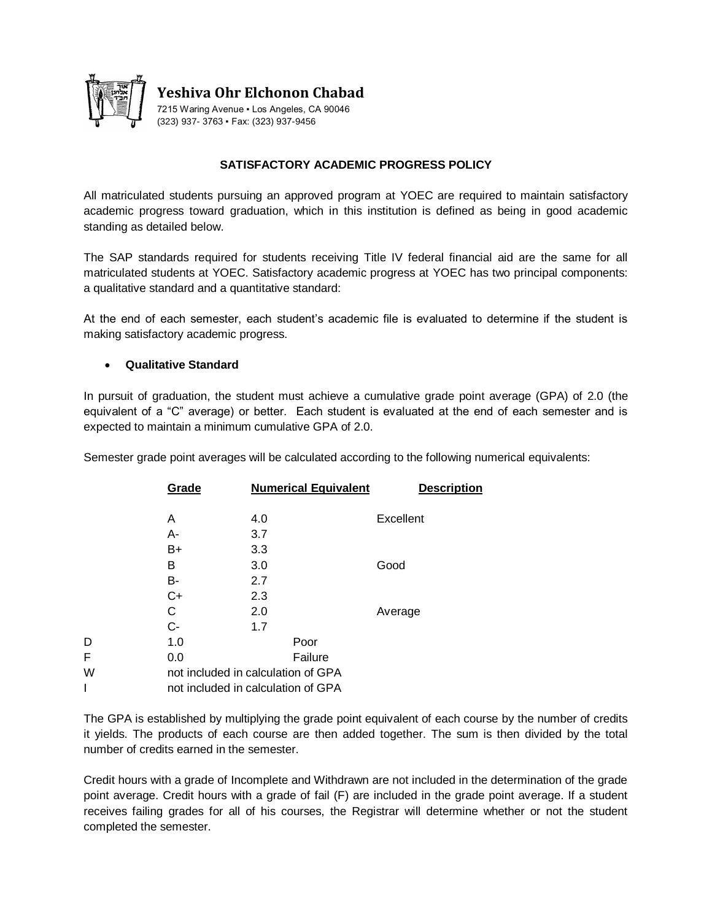**Yeshiva Ohr Elchonon Chabad**

7215 Waring Avenue ▪ Los Angeles, CA 90046

(323) 937- 3763 ▪ Fax: (323) 937-9456

## SATISFACTORY ACADEMIC PROGRESS POLICY

All matriculated students pursuing an approved program at YOEC are required to maintain satisfactory academic progress toward graduation, which in this institution is defined as being in good academic standing as detailed below.

The SAP standards required for students receiving Title IV federal financial aid are the same for all matriculated students at YOEC. Satisfactory academic progress at YOEC has two principal components: a qualitative standard and a quantitative standard:

At the end of each semester, each student's academic file is evaluated to determine if the student is making satisfactory academic progress.

- **Qualitative Standard**

In pursuit of graduation, the student must achieve a cumulative grade point average (GPA) of 2.0 (the equivalent of a "C" average) or better. Each student is evaluated at the end of each semester and is expected to maintain a minimum cumulative GPA of 2.0.

Semester grade point averages will be calculated according to the following numerical equivalents:

| Grade | Numerical Equivalent | Description |
|---|---|---|
| A | 4.0 | Excellent |
| A- | 3.7 | |
| B+ | 3.3 | |
| B | 3.0 | Good |
| B- | 2.7 | |
| C+ | 2.3 | |
| C | 2.0 | Average |
| C- | 1.7 | |
| D | 1.0 | Poor |
| F | 0.0 | Failure |
| W | not included in calculation of GPA | |
| I | not included in calculation of GPA | |

The GPA is established by multiplying the grade point equivalent of each course by the number of credits it yields. The products of each course are then added together. The sum is then divided by the total number of credits earned in the semester.

Credit hours with a grade of Incomplete and Withdrawn are not included in the determination of the grade point average. Credit hours with a grade of fail (F) are included in the grade point average. If a student receives failing grades for all of his courses, the Registrar will determine whether or not the student completed the semester.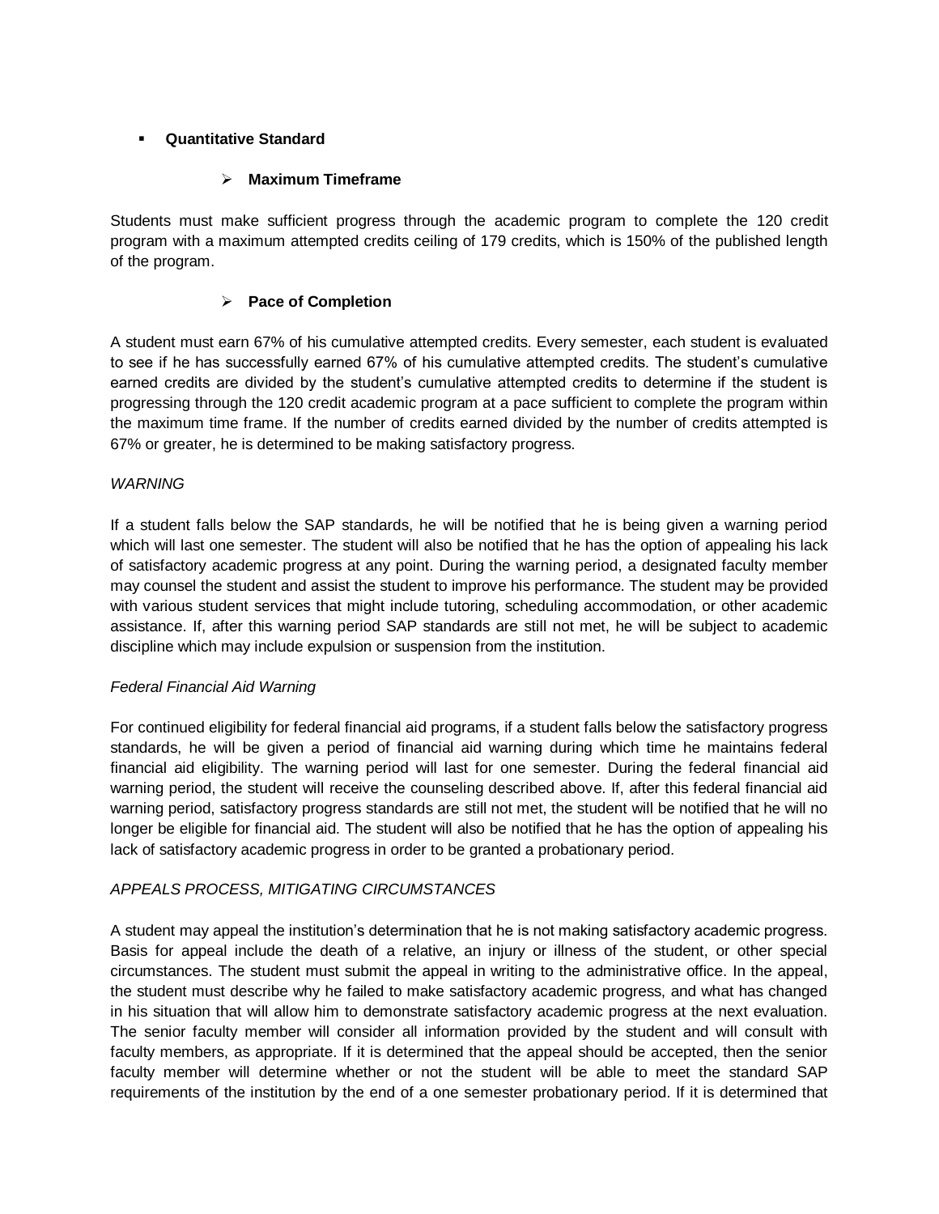- **Quantitative Standard**

  - **Maximum Timeframe**

Students must make sufficient progress through the academic program to complete the 120 credit program with a maximum attempted credits ceiling of 179 credits, which is 150% of the published length of the program.

  - **Pace of Completion**

A student must earn 67% of his cumulative attempted credits. Every semester, each student is evaluated to see if he has successfully earned 67% of his cumulative attempted credits. The student's cumulative earned credits are divided by the student's cumulative attempted credits to determine if the student is progressing through the 120 credit academic program at a pace sufficient to complete the program within the maximum time frame. If the number of credits earned divided by the number of credits attempted is 67% or greater, he is determined to be making satisfactory progress.

*WARNING*

If a student falls below the SAP standards, he will be notified that he is being given a warning period which will last one semester. The student will also be notified that he has the option of appealing his lack of satisfactory academic progress at any point. During the warning period, a designated faculty member may counsel the student and assist the student to improve his performance. The student may be provided with various student services that might include tutoring, scheduling accommodation, or other academic assistance. If, after this warning period SAP standards are still not met, he will be subject to academic discipline which may include expulsion or suspension from the institution.

*Federal Financial Aid Warning*

For continued eligibility for federal financial aid programs, if a student falls below the satisfactory progress standards, he will be given a period of financial aid warning during which time he maintains federal financial aid eligibility. The warning period will last for one semester. During the federal financial aid warning period, the student will receive the counseling described above. If, after this federal financial aid warning period, satisfactory progress standards are still not met, the student will be notified that he will no longer be eligible for financial aid. The student will also be notified that he has the option of appealing his lack of satisfactory academic progress in order to be granted a probationary period.

*APPEALS PROCESS, MITIGATING CIRCUMSTANCES*

A student may appeal the institution's determination that he is not making satisfactory academic progress. Basis for appeal include the death of a relative, an injury or illness of the student, or other special circumstances. The student must submit the appeal in writing to the administrative office. In the appeal, the student must describe why he failed to make satisfactory academic progress, and what has changed in his situation that will allow him to demonstrate satisfactory academic progress at the next evaluation. The senior faculty member will consider all information provided by the student and will consult with faculty members, as appropriate. If it is determined that the appeal should be accepted, then the senior faculty member will determine whether or not the student will be able to meet the standard SAP requirements of the institution by the end of a one semester probationary period. If it is determined that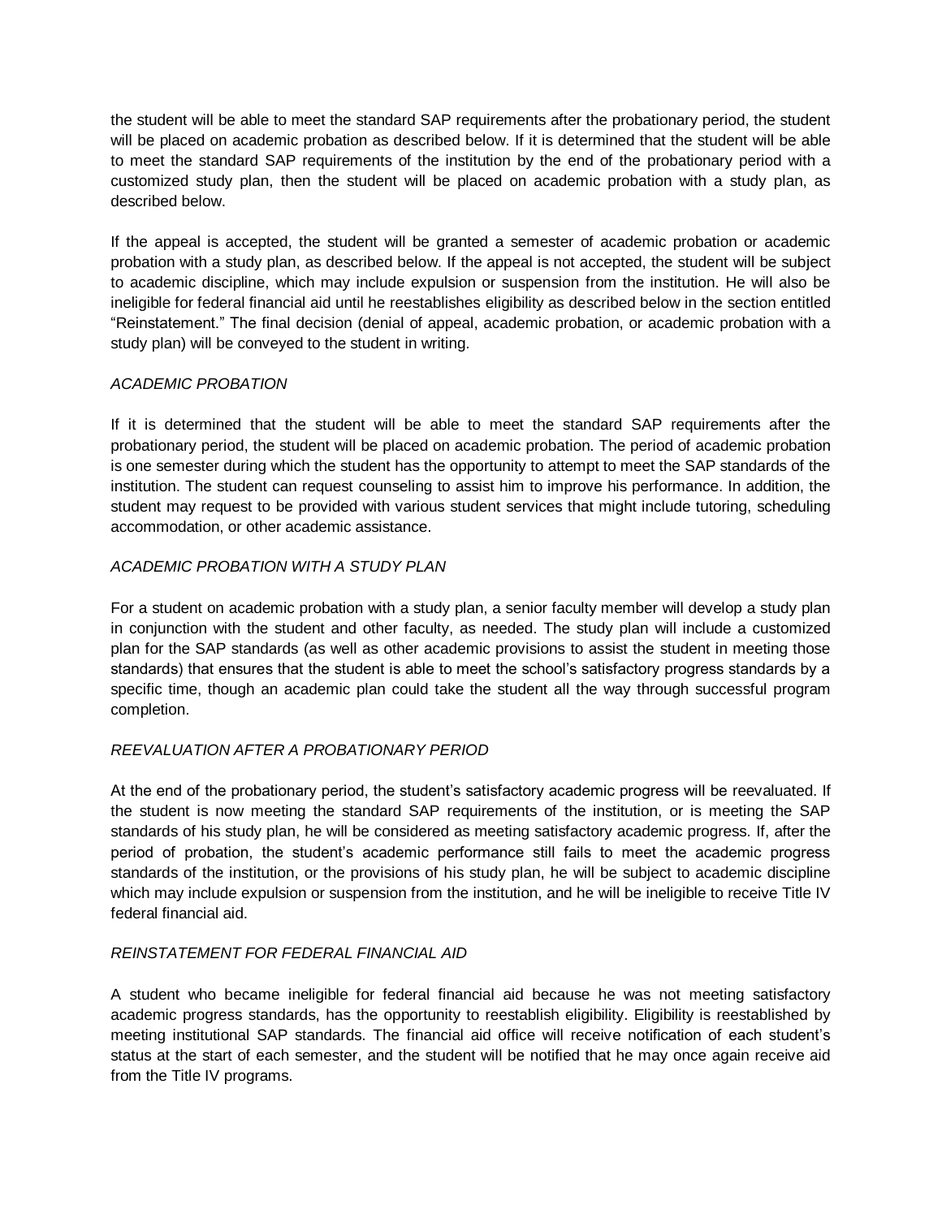the student will be able to meet the standard SAP requirements after the probationary period, the student will be placed on academic probation as described below. If it is determined that the student will be able to meet the standard SAP requirements of the institution by the end of the probationary period with a customized study plan, then the student will be placed on academic probation with a study plan, as described below.

If the appeal is accepted, the student will be granted a semester of academic probation or academic probation with a study plan, as described below. If the appeal is not accepted, the student will be subject to academic discipline, which may include expulsion or suspension from the institution. He will also be ineligible for federal financial aid until he reestablishes eligibility as described below in the section entitled "Reinstatement." The final decision (denial of appeal, academic probation, or academic probation with a study plan) will be conveyed to the student in writing.

*ACADEMIC PROBATION*

If it is determined that the student will be able to meet the standard SAP requirements after the probationary period, the student will be placed on academic probation. The period of academic probation is one semester during which the student has the opportunity to attempt to meet the SAP standards of the institution. The student can request counseling to assist him to improve his performance. In addition, the student may request to be provided with various student services that might include tutoring, scheduling accommodation, or other academic assistance.

*ACADEMIC PROBATION WITH A STUDY PLAN*

For a student on academic probation with a study plan, a senior faculty member will develop a study plan in conjunction with the student and other faculty, as needed. The study plan will include a customized plan for the SAP standards (as well as other academic provisions to assist the student in meeting those standards) that ensures that the student is able to meet the school's satisfactory progress standards by a specific time, though an academic plan could take the student all the way through successful program completion.

*REEVALUATION AFTER A PROBATIONARY PERIOD*

At the end of the probationary period, the student's satisfactory academic progress will be reevaluated. If the student is now meeting the standard SAP requirements of the institution, or is meeting the SAP standards of his study plan, he will be considered as meeting satisfactory academic progress. If, after the period of probation, the student's academic performance still fails to meet the academic progress standards of the institution, or the provisions of his study plan, he will be subject to academic discipline which may include expulsion or suspension from the institution, and he will be ineligible to receive Title IV federal financial aid.

*REINSTATEMENT FOR FEDERAL FINANCIAL AID*

A student who became ineligible for federal financial aid because he was not meeting satisfactory academic progress standards, has the opportunity to reestablish eligibility. Eligibility is reestablished by meeting institutional SAP standards. The financial aid office will receive notification of each student's status at the start of each semester, and the student will be notified that he may once again receive aid from the Title IV programs.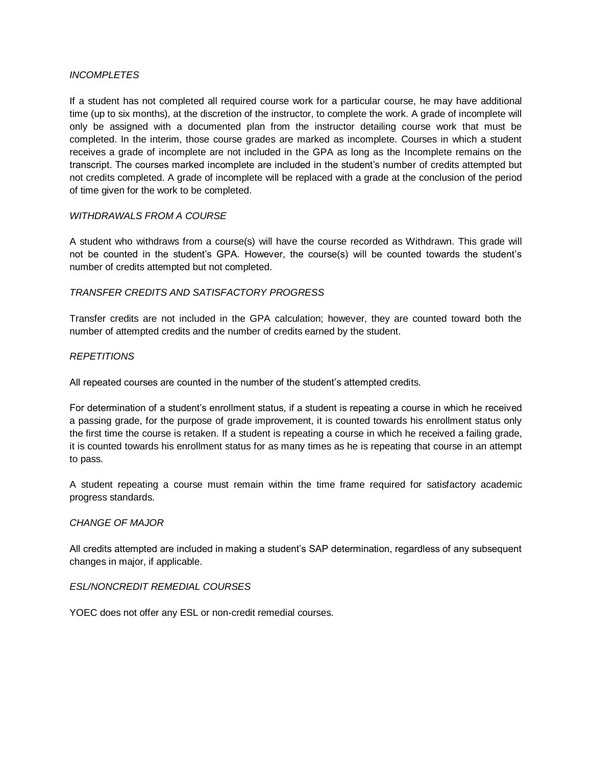*INCOMPLETES*

If a student has not completed all required course work for a particular course, he may have additional time (up to six months), at the discretion of the instructor, to complete the work. A grade of incomplete will only be assigned with a documented plan from the instructor detailing course work that must be completed. In the interim, those course grades are marked as incomplete. Courses in which a student receives a grade of incomplete are not included in the GPA as long as the Incomplete remains on the transcript. The courses marked incomplete are included in the student's number of credits attempted but not credits completed. A grade of incomplete will be replaced with a grade at the conclusion of the period of time given for the work to be completed.

*WITHDRAWALS FROM A COURSE*

A student who withdraws from a course(s) will have the course recorded as Withdrawn. This grade will not be counted in the student's GPA. However, the course(s) will be counted towards the student's number of credits attempted but not completed.

*TRANSFER CREDITS AND SATISFACTORY PROGRESS*

Transfer credits are not included in the GPA calculation; however, they are counted toward both the number of attempted credits and the number of credits earned by the student.

*REPETITIONS*

All repeated courses are counted in the number of the student's attempted credits.

For determination of a student's enrollment status, if a student is repeating a course in which he received a passing grade, for the purpose of grade improvement, it is counted towards his enrollment status only the first time the course is retaken. If a student is repeating a course in which he received a failing grade, it is counted towards his enrollment status for as many times as he is repeating that course in an attempt to pass.

A student repeating a course must remain within the time frame required for satisfactory academic progress standards.

*CHANGE OF MAJOR*

All credits attempted are included in making a student's SAP determination, regardless of any subsequent changes in major, if applicable.

*ESL/NONCREDIT REMEDIAL COURSES*

YOEC does not offer any ESL or non-credit remedial courses.